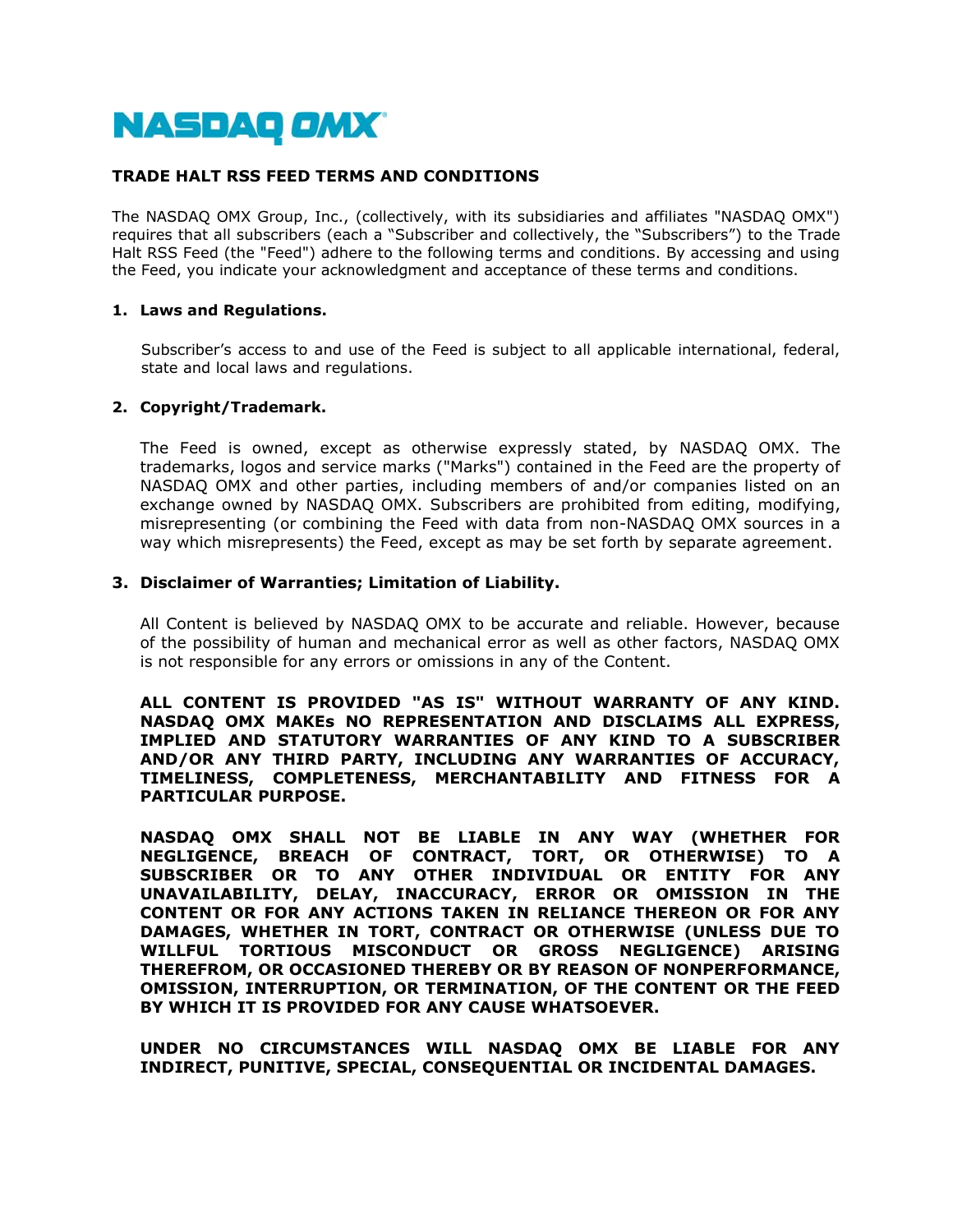NASDAQ OMX

# TRADE HALT RSS FEED TERMS AND CONDITIONS

The NASDAQ OMX Group, Inc., (collectively, with its subsidiaries and affiliates "NASDAQ OMX") requires that all subscribers (each a "Subscriber and collectively, the "Subscribers") to the Trade Halt RSS Feed (the "Feed") adhere to the following terms and conditions. By accessing and using the Feed, you indicate your acknowledgment and acceptance of these terms and conditions.

## 1. Laws and Regulations.

Subscriber's access to and use of the Feed is subject to all applicable international, federal, state and local laws and regulations.

## 2. Copyright/Trademark.

The Feed is owned, except as otherwise expressly stated, by NASDAQ OMX. The trademarks, logos and service marks ("Marks") contained in the Feed are the property of NASDAQ OMX and other parties, including members of and/or companies listed on an exchange owned by NASDAQ OMX. Subscribers are prohibited from editing, modifying, misrepresenting (or combining the Feed with data from non-NASDAQ OMX sources in a way which misrepresents) the Feed, except as may be set forth by separate agreement.

## 3. Disclaimer of Warranties; Limitation of Liability.

All Content is believed by NASDAQ OMX to be accurate and reliable. However, because of the possibility of human and mechanical error as well as other factors, NASDAQ OMX is not responsible for any errors or omissions in any of the Content.

**ALL CONTENT IS PROVIDED "AS IS" WITHOUT WARRANTY OF ANY KIND. NASDAQ OMX MAKEs NO REPRESENTATION AND DISCLAIMS ALL EXPRESS, IMPLIED AND STATUTORY WARRANTIES OF ANY KIND TO A SUBSCRIBER AND/OR ANY THIRD PARTY, INCLUDING ANY WARRANTIES OF ACCURACY, TIMELINESS, COMPLETENESS, MERCHANTABILITY AND FITNESS FOR A PARTICULAR PURPOSE.**

**NASDAQ OMX SHALL NOT BE LIABLE IN ANY WAY (WHETHER FOR NEGLIGENCE, BREACH OF CONTRACT, TORT, OR OTHERWISE) TO A SUBSCRIBER OR TO ANY OTHER INDIVIDUAL OR ENTITY FOR ANY UNAVAILABILITY, DELAY, INACCURACY, ERROR OR OMISSION IN THE CONTENT OR FOR ANY ACTIONS TAKEN IN RELIANCE THEREON OR FOR ANY DAMAGES, WHETHER IN TORT, CONTRACT OR OTHERWISE (UNLESS DUE TO WILLFUL TORTIOUS MISCONDUCT OR GROSS NEGLIGENCE) ARISING THEREFROM, OR OCCASIONED THEREBY OR BY REASON OF NONPERFORMANCE, OMISSION, INTERRUPTION, OR TERMINATION, OF THE CONTENT OR THE FEED BY WHICH IT IS PROVIDED FOR ANY CAUSE WHATSOEVER.**

**UNDER NO CIRCUMSTANCES WILL NASDAQ OMX BE LIABLE FOR ANY INDIRECT, PUNITIVE, SPECIAL, CONSEQUENTIAL OR INCIDENTAL DAMAGES.**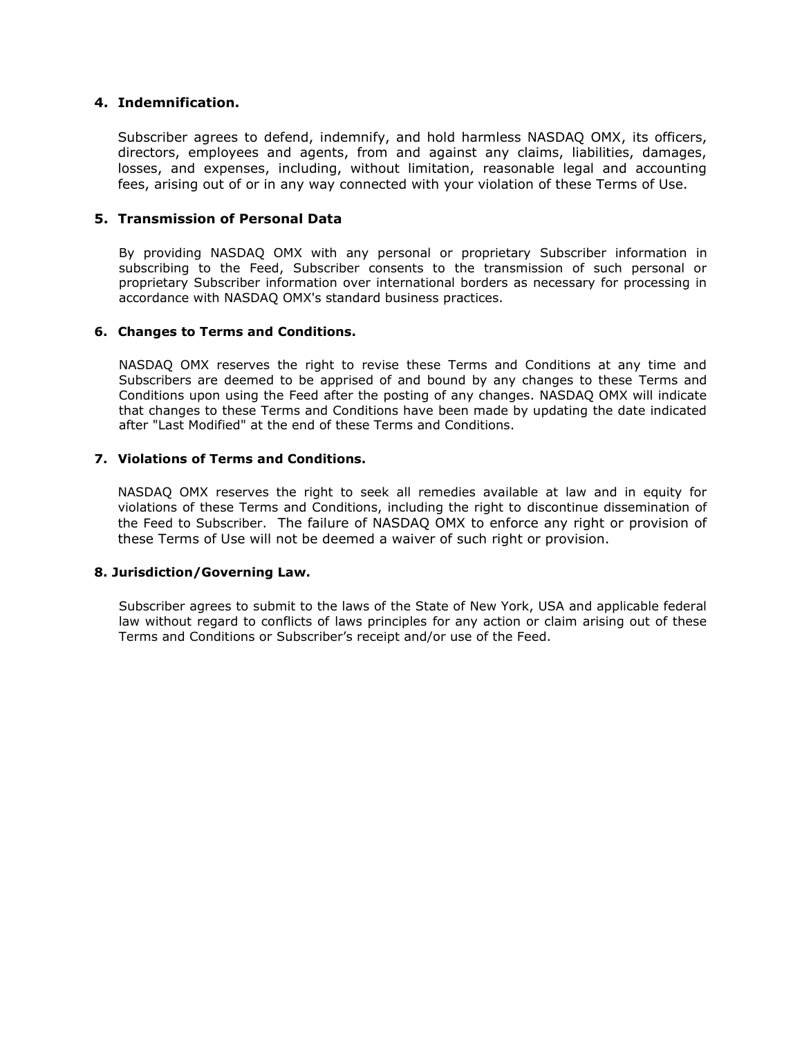## 4. Indemnification.

Subscriber agrees to defend, indemnify, and hold harmless NASDAQ OMX, its officers, directors, employees and agents, from and against any claims, liabilities, damages, losses, and expenses, including, without limitation, reasonable legal and accounting fees, arising out of or in any way connected with your violation of these Terms of Use.

## 5. Transmission of Personal Data

By providing NASDAQ OMX with any personal or proprietary Subscriber information in subscribing to the Feed, Subscriber consents to the transmission of such personal or proprietary Subscriber information over international borders as necessary for processing in accordance with NASDAQ OMX's standard business practices.

## 6. Changes to Terms and Conditions.

NASDAQ OMX reserves the right to revise these Terms and Conditions at any time and Subscribers are deemed to be apprised of and bound by any changes to these Terms and Conditions upon using the Feed after the posting of any changes. NASDAQ OMX will indicate that changes to these Terms and Conditions have been made by updating the date indicated after "Last Modified" at the end of these Terms and Conditions.

## 7. Violations of Terms and Conditions.

NASDAQ OMX reserves the right to seek all remedies available at law and in equity for violations of these Terms and Conditions, including the right to discontinue dissemination of the Feed to Subscriber. The failure of NASDAQ OMX to enforce any right or provision of these Terms of Use will not be deemed a waiver of such right or provision.

## 8. Jurisdiction/Governing Law.

Subscriber agrees to submit to the laws of the State of New York, USA and applicable federal law without regard to conflicts of laws principles for any action or claim arising out of these Terms and Conditions or Subscriber's receipt and/or use of the Feed.